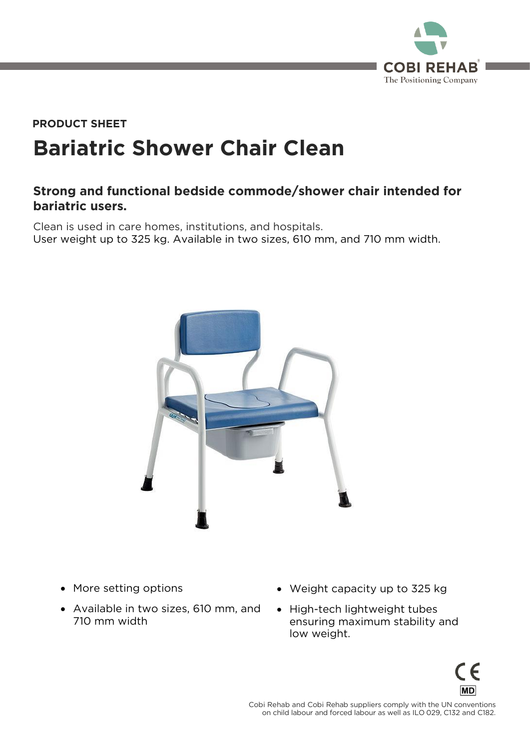COBI REHAB
The Positioning Company

**PRODUCT SHEET**

# Bariatric Shower Chair Clean

## Strong and functional bedside commode/shower chair intended for bariatric users.

Clean is used in care homes, institutions, and hospitals.
User weight up to 325 kg. Available in two sizes, 610 mm, and 710 mm width.

- More setting options
- Available in two sizes, 610 mm, and 710 mm width
- Weight capacity up to 325 kg
- High-tech lightweight tubes ensuring maximum stability and low weight.

CE MD

Cobi Rehab and Cobi Rehab suppliers comply with the UN conventions on child labour and forced labour as well as ILO 029, C132 and C182.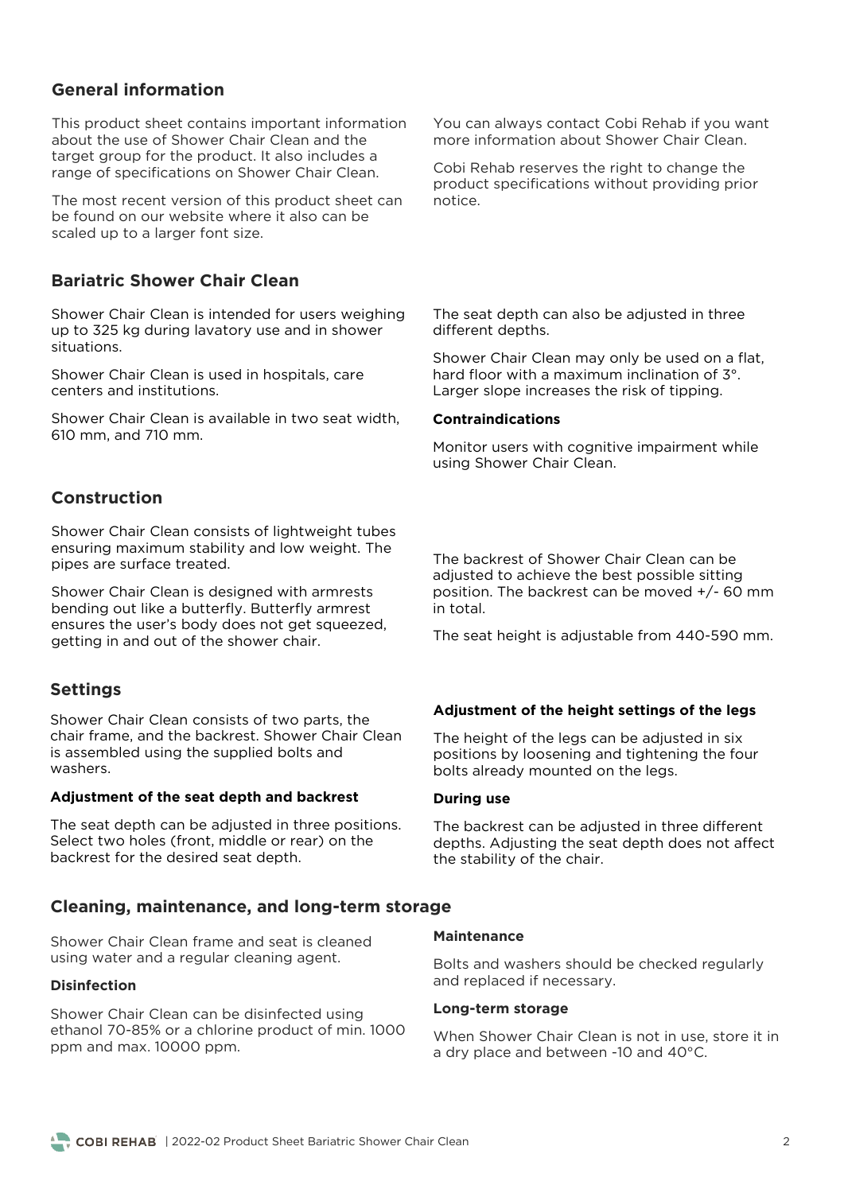## General information

This product sheet contains important information about the use of Shower Chair Clean and the target group for the product. It also includes a range of specifications on Shower Chair Clean.

The most recent version of this product sheet can be found on our website where it also can be scaled up to a larger font size.

You can always contact Cobi Rehab if you want more information about Shower Chair Clean.

Cobi Rehab reserves the right to change the product specifications without providing prior notice.

## Bariatric Shower Chair Clean

Shower Chair Clean is intended for users weighing up to 325 kg during lavatory use and in shower situations.

Shower Chair Clean is used in hospitals, care centers and institutions.

Shower Chair Clean is available in two seat width, 610 mm, and 710 mm.

The seat depth can also be adjusted in three different depths.

Shower Chair Clean may only be used on a flat, hard floor with a maximum inclination of 3°. Larger slope increases the risk of tipping.

**Contraindications**

Monitor users with cognitive impairment while using Shower Chair Clean.

## Construction

Shower Chair Clean consists of lightweight tubes ensuring maximum stability and low weight. The pipes are surface treated.

Shower Chair Clean is designed with armrests bending out like a butterfly. Butterfly armrest ensures the user's body does not get squeezed, getting in and out of the shower chair.

The backrest of Shower Chair Clean can be adjusted to achieve the best possible sitting position. The backrest can be moved +/- 60 mm in total.

The seat height is adjustable from 440-590 mm.

## Settings

Shower Chair Clean consists of two parts, the chair frame, and the backrest. Shower Chair Clean is assembled using the supplied bolts and washers.

**Adjustment of the seat depth and backrest**

The seat depth can be adjusted in three positions. Select two holes (front, middle or rear) on the backrest for the desired seat depth.

**Adjustment of the height settings of the legs**

The height of the legs can be adjusted in six positions by loosening and tightening the four bolts already mounted on the legs.

**During use**

The backrest can be adjusted in three different depths. Adjusting the seat depth does not affect the stability of the chair.

## Cleaning, maintenance, and long-term storage

Shower Chair Clean frame and seat is cleaned using water and a regular cleaning agent.

**Disinfection**

Shower Chair Clean can be disinfected using ethanol 70-85% or a chlorine product of min. 1000 ppm and max. 10000 ppm.

**Maintenance**

Bolts and washers should be checked regularly and replaced if necessary.

**Long-term storage**

When Shower Chair Clean is not in use, store it in a dry place and between -10 and 40°C.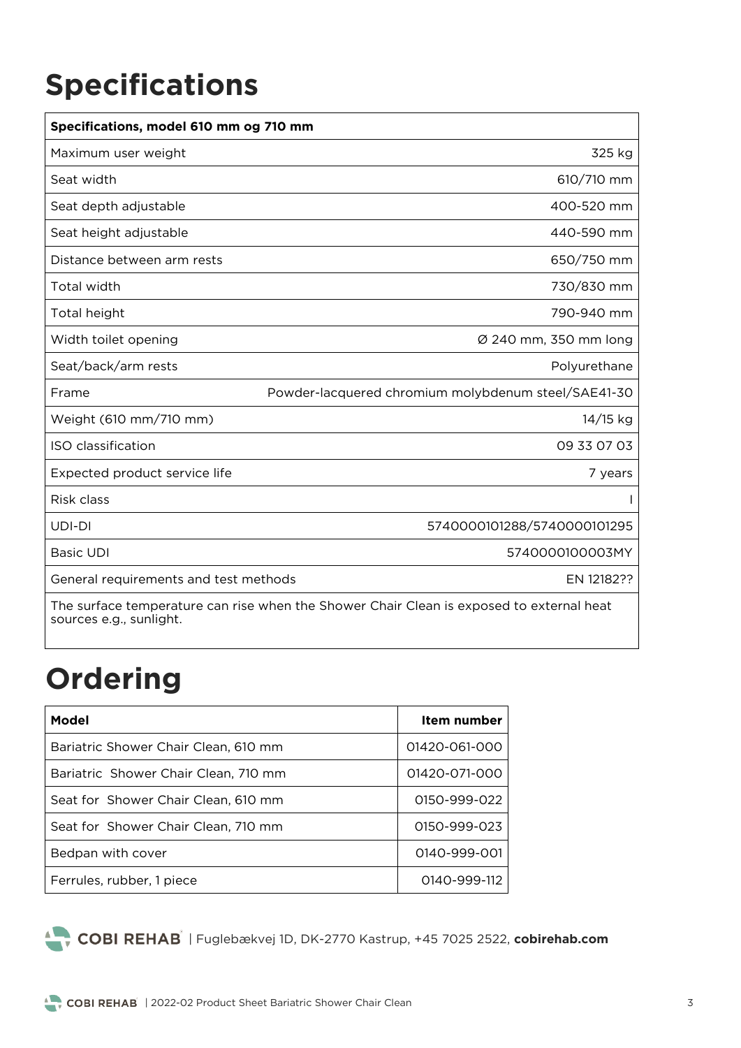# Specifications

| Specifications, model 610 mm og 710 mm | |
|---|---|
| Maximum user weight | 325 kg |
| Seat width | 610/710 mm |
| Seat depth adjustable | 400-520 mm |
| Seat height adjustable | 440-590 mm |
| Distance between arm rests | 650/750 mm |
| Total width | 730/830 mm |
| Total height | 790-940 mm |
| Width toilet opening | Ø 240 mm, 350 mm long |
| Seat/back/arm rests | Polyurethane |
| Frame | Powder-lacquered chromium molybdenum steel/SAE41-30 |
| Weight (610 mm/710 mm) | 14/15 kg |
| ISO classification | 09 33 07 03 |
| Expected product service life | 7 years |
| Risk class | I |
| UDI-DI | 5740000101288/5740000101295 |
| Basic UDI | 5740000100003MY |
| General requirements and test methods | EN 12182?? |
| The surface temperature can rise when the Shower Chair Clean is exposed to external heat sources e.g., sunlight. | |

# Ordering

| Model | Item number |
|---|---|
| Bariatric Shower Chair Clean, 610 mm | 01420-061-000 |
| Bariatric Shower Chair Clean, 710 mm | 01420-071-000 |
| Seat for Shower Chair Clean, 610 mm | 0150-999-022 |
| Seat for Shower Chair Clean, 710 mm | 0150-999-023 |
| Bedpan with cover | 0140-999-001 |
| Ferrules, rubber, 1 piece | 0140-999-112 |

COBI REHAB | Fuglebækvej 1D, DK-2770 Kastrup, +45 7025 2522, **cobirehab.com**